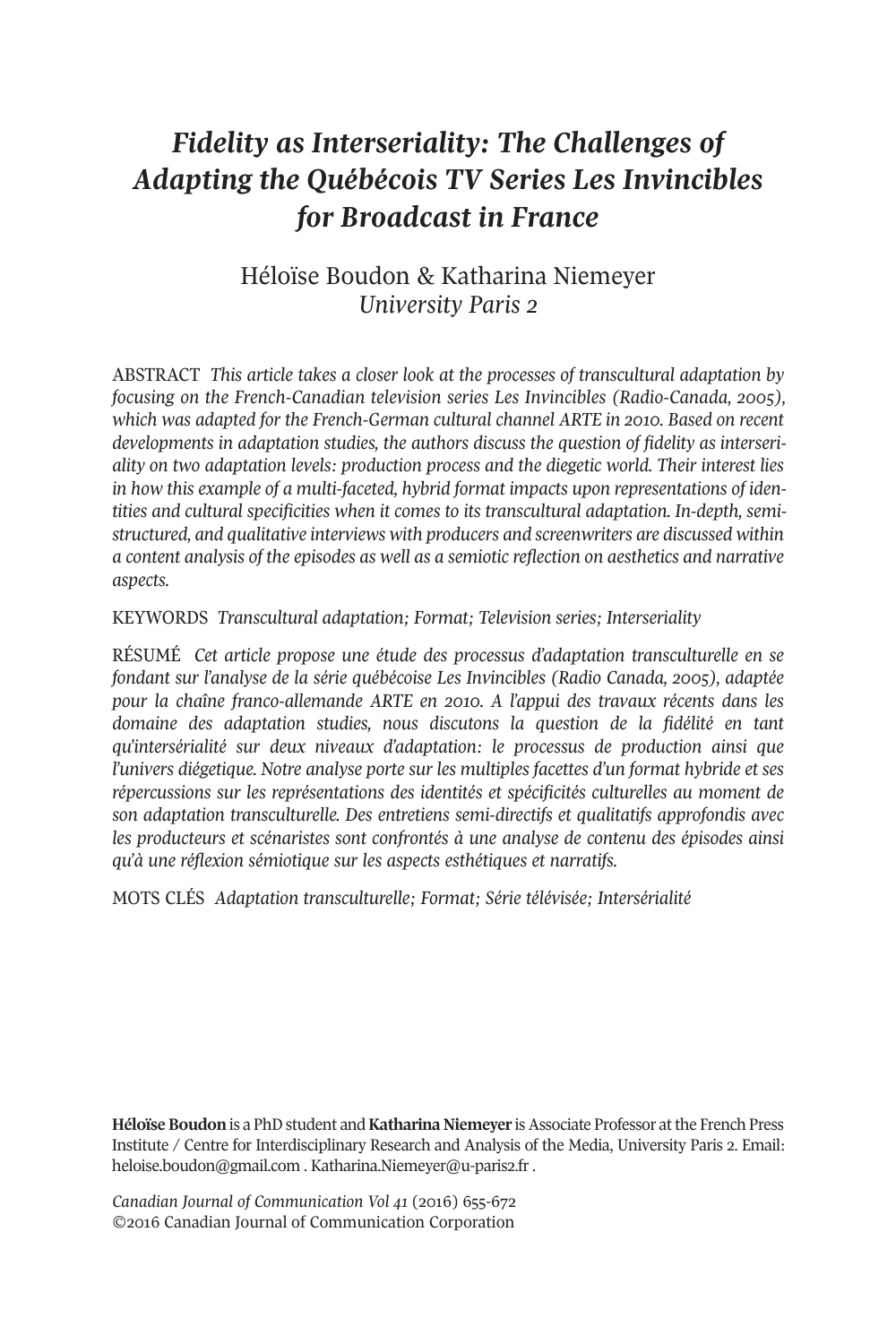# *Fidelity as Interseriality: The Challenges of Adapting the Québécois TV Series Les Invincibles for Broadcast in France*

Héloïse Boudon & Katharina Niemeyer
*University Paris 2*

ABSTRACT *This article takes a closer look at the processes of transcultural adaptation by focusing on the French-Canadian television series Les Invincibles (Radio-Canada, 2005), which was adapted for the French-German cultural channel ARTE in 2010. Based on recent developments in adaptation studies, the authors discuss the question of fidelity as interseriality on two adaptation levels: production process and the diegetic world. Their interest lies in how this example of a multi-faceted, hybrid format impacts upon representations of identities and cultural specificities when it comes to its transcultural adaptation. In-depth, semi-structured, and qualitative interviews with producers and screenwriters are discussed within a content analysis of the episodes as well as a semiotic reflection on aesthetics and narrative aspects.*

KEYWORDS *Transcultural adaptation; Format; Television series; Interseriality*

RÉSUMÉ *Cet article propose une étude des processus d'adaptation transculturelle en se fondant sur l'analyse de la série québécoise Les Invincibles (Radio Canada, 2005), adaptée pour la chaîne franco-allemande ARTE en 2010. A l'appui des travaux récents dans les domaine des adaptation studies, nous discutons la question de la fidélité en tant qu'intersérialité sur deux niveaux d'adaptation: le processus de production ainsi que l'univers diégetique. Notre analyse porte sur les multiples facettes d'un format hybride et ses répercussions sur les représentations des identités et spécificités culturelles au moment de son adaptation transculturelle. Des entretiens semi-directifs et qualitatifs approfondis avec les producteurs et scénaristes sont confrontés à une analyse de contenu des épisodes ainsi qu'à une réflexion sémiotique sur les aspects esthétiques et narratifs.*

MOTS CLÉS *Adaptation transculturelle; Format; Série télévisée; Intersérialité*

**Héloïse Boudon** is a PhD student and **Katharina Niemeyer** is Associate Professor at the French Press Institute / Centre for Interdisciplinary Research and Analysis of the Media, University Paris 2. Email: heloise.boudon@gmail.com . Katharina.Niemeyer@u-paris2.fr .

*Canadian Journal of Communication Vol 41* (2016) 655-672
©2016 Canadian Journal of Communication Corporation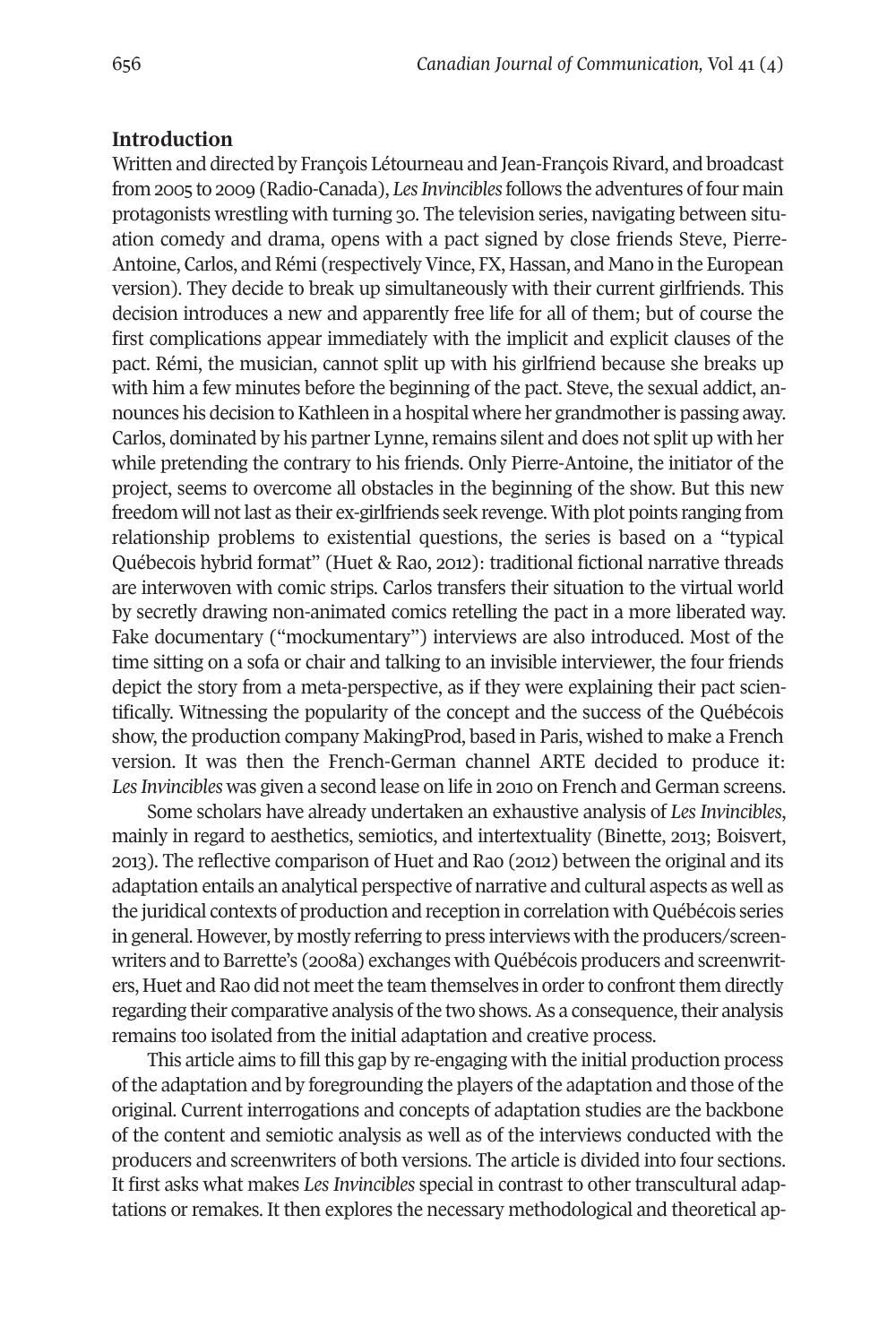## Introduction

Written and directed by François Létourneau and Jean-François Rivard, and broadcast from 2005 to 2009 (Radio-Canada), *Les Invincibles* follows the adventures of four main protagonists wrestling with turning 30. The television series, navigating between situation comedy and drama, opens with a pact signed by close friends Steve, Pierre-Antoine, Carlos, and Rémi (respectively Vince, FX, Hassan, and Mano in the European version). They decide to break up simultaneously with their current girlfriends. This decision introduces a new and apparently free life for all of them; but of course the first complications appear immediately with the implicit and explicit clauses of the pact. Rémi, the musician, cannot split up with his girlfriend because she breaks up with him a few minutes before the beginning of the pact. Steve, the sexual addict, announces his decision to Kathleen in a hospital where her grandmother is passing away. Carlos, dominated by his partner Lynne, remains silent and does not split up with her while pretending the contrary to his friends. Only Pierre-Antoine, the initiator of the project, seems to overcome all obstacles in the beginning of the show. But this new freedom will not last as their ex-girlfriends seek revenge. With plot points ranging from relationship problems to existential questions, the series is based on a "typical Québecois hybrid format" (Huet & Rao, 2012): traditional fictional narrative threads are interwoven with comic strips. Carlos transfers their situation to the virtual world by secretly drawing non-animated comics retelling the pact in a more liberated way. Fake documentary ("mockumentary") interviews are also introduced. Most of the time sitting on a sofa or chair and talking to an invisible interviewer, the four friends depict the story from a meta-perspective, as if they were explaining their pact scientifically. Witnessing the popularity of the concept and the success of the Québécois show, the production company MakingProd, based in Paris, wished to make a French version. It was then the French-German channel ARTE decided to produce it: *Les Invincibles* was given a second lease on life in 2010 on French and German screens.

Some scholars have already undertaken an exhaustive analysis of *Les Invincibles*, mainly in regard to aesthetics, semiotics, and intertextuality (Binette, 2013; Boisvert, 2013). The reflective comparison of Huet and Rao (2012) between the original and its adaptation entails an analytical perspective of narrative and cultural aspects as well as the juridical contexts of production and reception in correlation with Québécois series in general. However, by mostly referring to press interviews with the producers/screenwriters and to Barrette's (2008a) exchanges with Québécois producers and screenwriters, Huet and Rao did not meet the team themselves in order to confront them directly regarding their comparative analysis of the two shows. As a consequence, their analysis remains too isolated from the initial adaptation and creative process.

This article aims to fill this gap by re-engaging with the initial production process of the adaptation and by foregrounding the players of the adaptation and those of the original. Current interrogations and concepts of adaptation studies are the backbone of the content and semiotic analysis as well as of the interviews conducted with the producers and screenwriters of both versions. The article is divided into four sections. It first asks what makes *Les Invincibles* special in contrast to other transcultural adaptations or remakes. It then explores the necessary methodological and theoretical ap-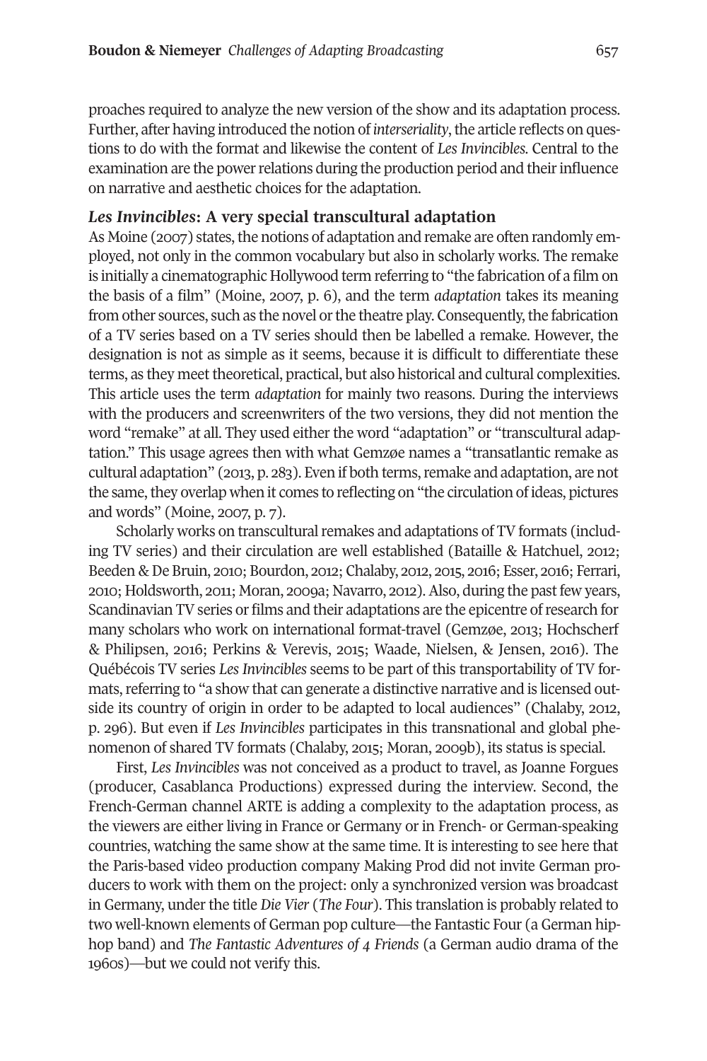proaches required to analyze the new version of the show and its adaptation process. Further, after having introduced the notion of *interseriality*, the article reflects on questions to do with the format and likewise the content of *Les Invincibles*. Central to the examination are the power relations during the production period and their influence on narrative and aesthetic choices for the adaptation.

## *Les Invincibles*: A very special transcultural adaptation

As Moine (2007) states, the notions of adaptation and remake are often randomly employed, not only in the common vocabulary but also in scholarly works. The remake is initially a cinematographic Hollywood term referring to "the fabrication of a film on the basis of a film" (Moine, 2007, p. 6), and the term *adaptation* takes its meaning from other sources, such as the novel or the theatre play. Consequently, the fabrication of a TV series based on a TV series should then be labelled a remake. However, the designation is not as simple as it seems, because it is difficult to differentiate these terms, as they meet theoretical, practical, but also historical and cultural complexities. This article uses the term *adaptation* for mainly two reasons. During the interviews with the producers and screenwriters of the two versions, they did not mention the word "remake" at all. They used either the word "adaptation" or "transcultural adaptation." This usage agrees then with what Gemzøe names a "transatlantic remake as cultural adaptation" (2013, p. 283). Even if both terms, remake and adaptation, are not the same, they overlap when it comes to reflecting on "the circulation of ideas, pictures and words" (Moine, 2007, p. 7).

Scholarly works on transcultural remakes and adaptations of TV formats (including TV series) and their circulation are well established (Bataille & Hatchuel, 2012; Beeden & De Bruin, 2010; Bourdon, 2012; Chalaby, 2012, 2015, 2016; Esser, 2016; Ferrari, 2010; Holdsworth, 2011; Moran, 2009a; Navarro, 2012). Also, during the past few years, Scandinavian TV series or films and their adaptations are the epicentre of research for many scholars who work on international format-travel (Gemzøe, 2013; Hochscherf & Philipsen, 2016; Perkins & Verevis, 2015; Waade, Nielsen, & Jensen, 2016). The Québécois TV series *Les Invincibles* seems to be part of this transportability of TV formats, referring to "a show that can generate a distinctive narrative and is licensed outside its country of origin in order to be adapted to local audiences" (Chalaby, 2012, p. 296). But even if *Les Invincibles* participates in this transnational and global phenomenon of shared TV formats (Chalaby, 2015; Moran, 2009b), its status is special.

First, *Les Invincibles* was not conceived as a product to travel, as Joanne Forgues (producer, Casablanca Productions) expressed during the interview. Second, the French-German channel ARTE is adding a complexity to the adaptation process, as the viewers are either living in France or Germany or in French- or German-speaking countries, watching the same show at the same time. It is interesting to see here that the Paris-based video production company Making Prod did not invite German producers to work with them on the project: only a synchronized version was broadcast in Germany, under the title *Die Vier* (*The Four*). This translation is probably related to two well-known elements of German pop culture—the Fantastic Four (a German hip-hop band) and *The Fantastic Adventures of 4 Friends* (a German audio drama of the 1960s)—but we could not verify this.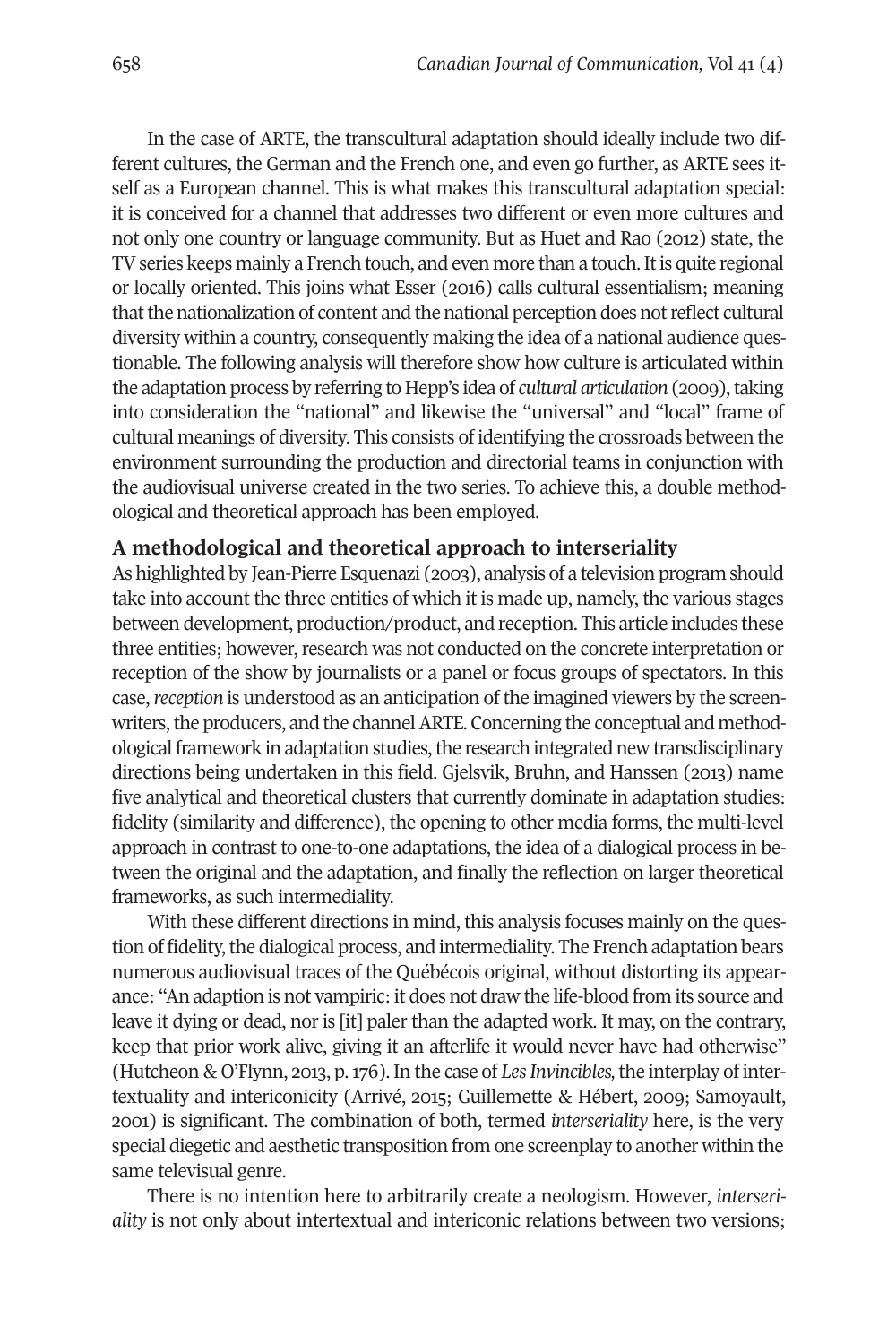In the case of ARTE, the transcultural adaptation should ideally include two different cultures, the German and the French one, and even go further, as ARTE sees itself as a European channel. This is what makes this transcultural adaptation special: it is conceived for a channel that addresses two different or even more cultures and not only one country or language community. But as Huet and Rao (2012) state, the TV series keeps mainly a French touch, and even more than a touch. It is quite regional or locally oriented. This joins what Esser (2016) calls cultural essentialism; meaning that the nationalization of content and the national perception does not reflect cultural diversity within a country, consequently making the idea of a national audience questionable. The following analysis will therefore show how culture is articulated within the adaptation process by referring to Hepp's idea of *cultural articulation* (2009), taking into consideration the "national" and likewise the "universal" and "local" frame of cultural meanings of diversity. This consists of identifying the crossroads between the environment surrounding the production and directorial teams in conjunction with the audiovisual universe created in the two series. To achieve this, a double methodological and theoretical approach has been employed.

## A methodological and theoretical approach to interseriality

As highlighted by Jean-Pierre Esquenazi (2003), analysis of a television program should take into account the three entities of which it is made up, namely, the various stages between development, production/product, and reception. This article includes these three entities; however, research was not conducted on the concrete interpretation or reception of the show by journalists or a panel or focus groups of spectators. In this case, *reception* is understood as an anticipation of the imagined viewers by the screenwriters, the producers, and the channel ARTE. Concerning the conceptual and methodological framework in adaptation studies, the research integrated new transdisciplinary directions being undertaken in this field. Gjelsvik, Bruhn, and Hanssen (2013) name five analytical and theoretical clusters that currently dominate in adaptation studies: fidelity (similarity and difference), the opening to other media forms, the multi-level approach in contrast to one-to-one adaptations, the idea of a dialogical process in between the original and the adaptation, and finally the reflection on larger theoretical frameworks, as such intermediality.

With these different directions in mind, this analysis focuses mainly on the question of fidelity, the dialogical process, and intermediality. The French adaptation bears numerous audiovisual traces of the Québécois original, without distorting its appearance: "An adaption is not vampiric: it does not draw the life-blood from its source and leave it dying or dead, nor is [it] paler than the adapted work. It may, on the contrary, keep that prior work alive, giving it an afterlife it would never have had otherwise" (Hutcheon & O'Flynn, 2013, p. 176). In the case of *Les Invincibles,* the interplay of intertextuality and intericonicity (Arrivé, 2015; Guillemette & Hébert, 2009; Samoyault, 2001) is significant. The combination of both, termed *interseriality* here, is the very special diegetic and aesthetic transposition from one screenplay to another within the same televisual genre.

There is no intention here to arbitrarily create a neologism. However, *interseriality* is not only about intertextual and intericonic relations between two versions;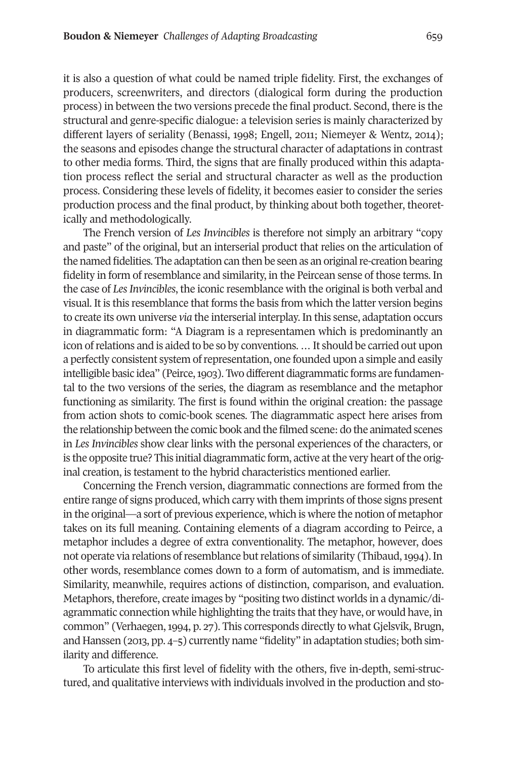it is also a question of what could be named triple fidelity. First, the exchanges of producers, screenwriters, and directors (dialogical form during the production process) in between the two versions precede the final product. Second, there is the structural and genre-specific dialogue: a television series is mainly characterized by different layers of seriality (Benassi, 1998; Engell, 2011; Niemeyer & Wentz, 2014); the seasons and episodes change the structural character of adaptations in contrast to other media forms. Third, the signs that are finally produced within this adaptation process reflect the serial and structural character as well as the production process. Considering these levels of fidelity, it becomes easier to consider the series production process and the final product, by thinking about both together, theoretically and methodologically.

The French version of *Les Invincibles* is therefore not simply an arbitrary "copy and paste" of the original, but an interserial product that relies on the articulation of the named fidelities. The adaptation can then be seen as an original re-creation bearing fidelity in form of resemblance and similarity, in the Peircean sense of those terms. In the case of *Les Invincibles*, the iconic resemblance with the original is both verbal and visual. It is this resemblance that forms the basis from which the latter version begins to create its own universe *via* the interserial interplay. In this sense, adaptation occurs in diagrammatic form: "A Diagram is a representamen which is predominantly an icon of relations and is aided to be so by conventions. … It should be carried out upon a perfectly consistent system of representation, one founded upon a simple and easily intelligible basic idea" (Peirce, 1903). Two different diagrammatic forms are fundamental to the two versions of the series, the diagram as resemblance and the metaphor functioning as similarity. The first is found within the original creation: the passage from action shots to comic-book scenes. The diagrammatic aspect here arises from the relationship between the comic book and the filmed scene: do the animated scenes in *Les Invincibles* show clear links with the personal experiences of the characters, or is the opposite true? This initial diagrammatic form, active at the very heart of the original creation, is testament to the hybrid characteristics mentioned earlier.

Concerning the French version, diagrammatic connections are formed from the entire range of signs produced, which carry with them imprints of those signs present in the original—a sort of previous experience, which is where the notion of metaphor takes on its full meaning. Containing elements of a diagram according to Peirce, a metaphor includes a degree of extra conventionality. The metaphor, however, does not operate via relations of resemblance but relations of similarity (Thibaud, 1994). In other words, resemblance comes down to a form of automatism, and is immediate. Similarity, meanwhile, requires actions of distinction, comparison, and evaluation. Metaphors, therefore, create images by "positing two distinct worlds in a dynamic/diagrammatic connection while highlighting the traits that they have, or would have, in common" (Verhaegen, 1994, p. 27). This corresponds directly to what Gjelsvik, Brugn, and Hanssen (2013, pp. 4–5) currently name "fidelity" in adaptation studies; both similarity and difference.

To articulate this first level of fidelity with the others, five in-depth, semi-structured, and qualitative interviews with individuals involved in the production and sto-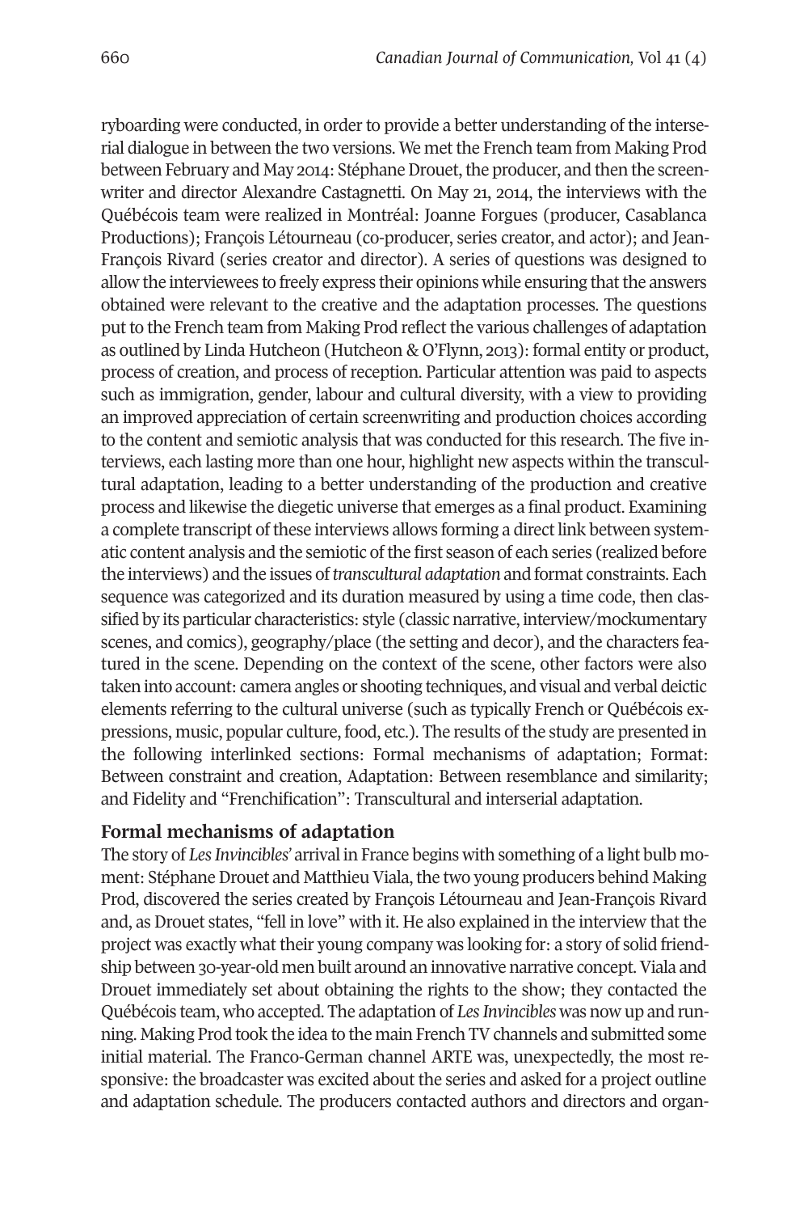ryboarding were conducted, in order to provide a better understanding of the interserial dialogue in between the two versions. We met the French team from Making Prod between February and May 2014: Stéphane Drouet, the producer, and then the screenwriter and director Alexandre Castagnetti. On May 21, 2014, the interviews with the Québécois team were realized in Montréal: Joanne Forgues (producer, Casablanca Productions); François Létourneau (co-producer, series creator, and actor); and Jean-François Rivard (series creator and director). A series of questions was designed to allow the interviewees to freely express their opinions while ensuring that the answers obtained were relevant to the creative and the adaptation processes. The questions put to the French team from Making Prod reflect the various challenges of adaptation as outlined by Linda Hutcheon (Hutcheon & O'Flynn, 2013): formal entity or product, process of creation, and process of reception. Particular attention was paid to aspects such as immigration, gender, labour and cultural diversity, with a view to providing an improved appreciation of certain screenwriting and production choices according to the content and semiotic analysis that was conducted for this research. The five interviews, each lasting more than one hour, highlight new aspects within the transcultural adaptation, leading to a better understanding of the production and creative process and likewise the diegetic universe that emerges as a final product. Examining a complete transcript of these interviews allows forming a direct link between systematic content analysis and the semiotic of the first season of each series (realized before the interviews) and the issues of *transcultural adaptation* and format constraints. Each sequence was categorized and its duration measured by using a time code, then classified by its particular characteristics: style (classic narrative, interview/mockumentary scenes, and comics), geography/place (the setting and decor), and the characters featured in the scene. Depending on the context of the scene, other factors were also taken into account: camera angles or shooting techniques, and visual and verbal deictic elements referring to the cultural universe (such as typically French or Québécois expressions, music, popular culture, food, etc.). The results of the study are presented in the following interlinked sections: Formal mechanisms of adaptation; Format: Between constraint and creation, Adaptation: Between resemblance and similarity; and Fidelity and "Frenchification": Transcultural and interserial adaptation.

## Formal mechanisms of adaptation

The story of *Les Invincibles'* arrival in France begins with something of a light bulb moment: Stéphane Drouet and Matthieu Viala, the two young producers behind Making Prod, discovered the series created by François Létourneau and Jean-François Rivard and, as Drouet states, "fell in love" with it. He also explained in the interview that the project was exactly what their young company was looking for: a story of solid friendship between 30-year-old men built around an innovative narrative concept. Viala and Drouet immediately set about obtaining the rights to the show; they contacted the Québécois team, who accepted. The adaptation of *Les Invincibles* was now up and running. Making Prod took the idea to the main French TV channels and submitted some initial material. The Franco-German channel ARTE was, unexpectedly, the most responsive: the broadcaster was excited about the series and asked for a project outline and adaptation schedule. The producers contacted authors and directors and organ-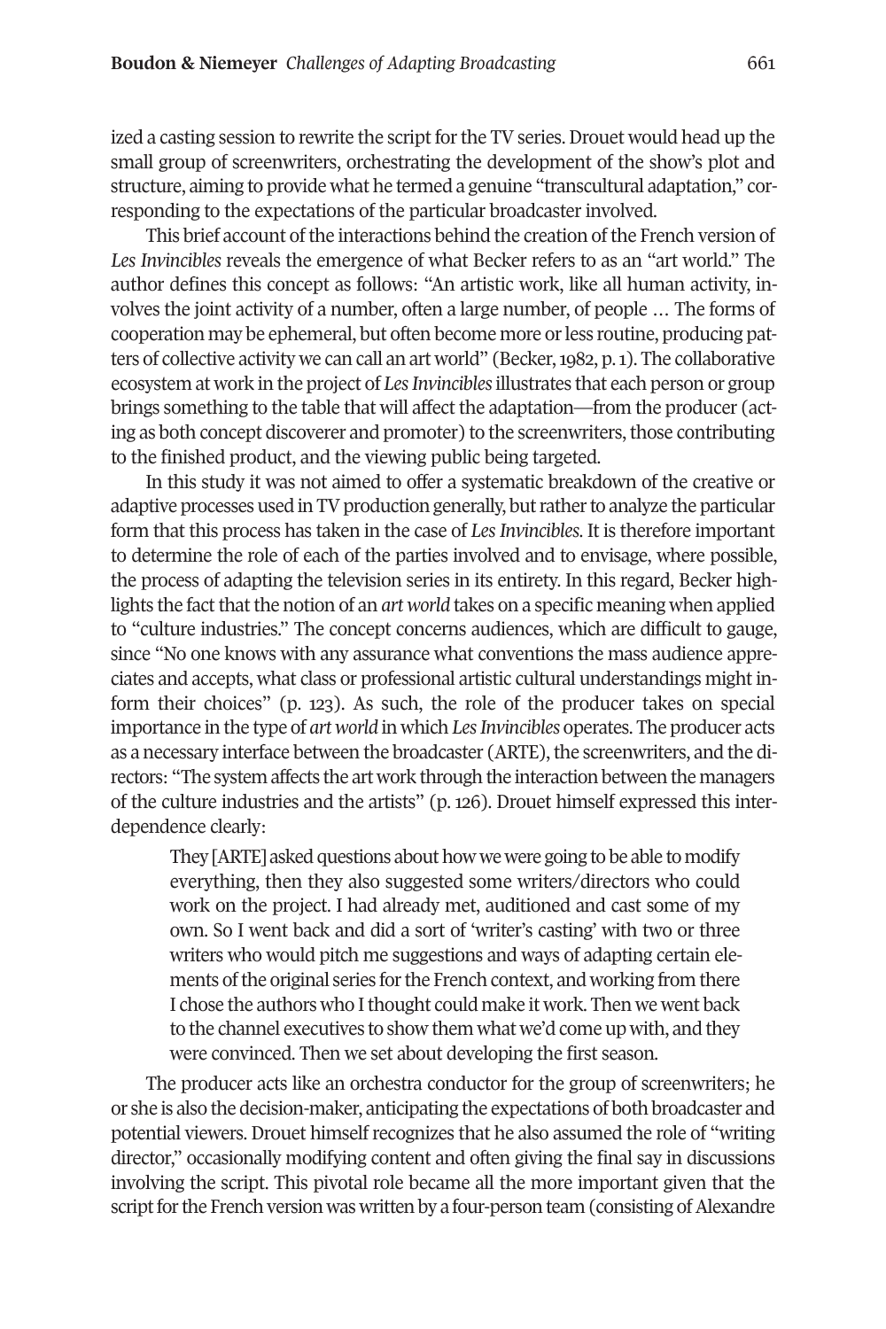ized a casting session to rewrite the script for the TV series. Drouet would head up the small group of screenwriters, orchestrating the development of the show's plot and structure, aiming to provide what he termed a genuine "transcultural adaptation," corresponding to the expectations of the particular broadcaster involved.

This brief account of the interactions behind the creation of the French version of *Les Invincibles* reveals the emergence of what Becker refers to as an "art world." The author defines this concept as follows: "An artistic work, like all human activity, involves the joint activity of a number, often a large number, of people … The forms of cooperation may be ephemeral, but often become more or less routine, producing patters of collective activity we can call an art world" (Becker, 1982, p. 1). The collaborative ecosystem at work in the project of *Les Invincibles* illustrates that each person or group brings something to the table that will affect the adaptation—from the producer (acting as both concept discoverer and promoter) to the screenwriters, those contributing to the finished product, and the viewing public being targeted.

In this study it was not aimed to offer a systematic breakdown of the creative or adaptive processes used in TV production generally, but rather to analyze the particular form that this process has taken in the case of *Les Invincibles*. It is therefore important to determine the role of each of the parties involved and to envisage, where possible, the process of adapting the television series in its entirety. In this regard, Becker highlights the fact that the notion of an *art world* takes on a specific meaning when applied to "culture industries." The concept concerns audiences, which are difficult to gauge, since "No one knows with any assurance what conventions the mass audience appreciates and accepts, what class or professional artistic cultural understandings might inform their choices" (p. 123). As such, the role of the producer takes on special importance in the type of *art world* in which *Les Invincibles* operates. The producer acts as a necessary interface between the broadcaster (ARTE), the screenwriters, and the directors: "The system affects the art work through the interaction between the managers of the culture industries and the artists" (p. 126). Drouet himself expressed this interdependence clearly:

> They [ARTE] asked questions about how we were going to be able to modify everything, then they also suggested some writers/directors who could work on the project. I had already met, auditioned and cast some of my own. So I went back and did a sort of 'writer's casting' with two or three writers who would pitch me suggestions and ways of adapting certain elements of the original series for the French context, and working from there I chose the authors who I thought could make it work. Then we went back to the channel executives to show them what we'd come up with, and they were convinced. Then we set about developing the first season.

The producer acts like an orchestra conductor for the group of screenwriters; he or she is also the decision-maker, anticipating the expectations of both broadcaster and potential viewers. Drouet himself recognizes that he also assumed the role of "writing director," occasionally modifying content and often giving the final say in discussions involving the script. This pivotal role became all the more important given that the script for the French version was written by a four-person team (consisting of Alexandre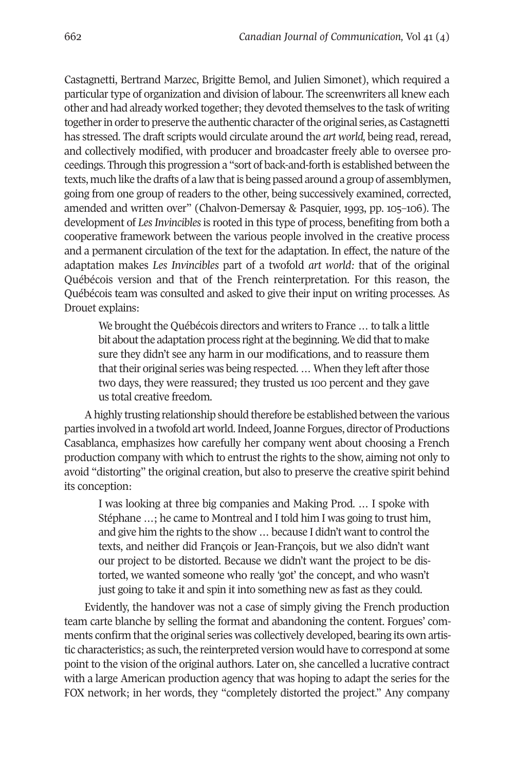Castagnetti, Bertrand Marzec, Brigitte Bemol, and Julien Simonet), which required a particular type of organization and division of labour. The screenwriters all knew each other and had already worked together; they devoted themselves to the task of writing together in order to preserve the authentic character of the original series, as Castagnetti has stressed. The draft scripts would circulate around the *art world,* being read, reread, and collectively modified, with producer and broadcaster freely able to oversee proceedings. Through this progression a "sort of back-and-forth is established between the texts, much like the drafts of a law that is being passed around a group of assemblymen, going from one group of readers to the other, being successively examined, corrected, amended and written over" (Chalvon-Demersay & Pasquier, 1993, pp. 105–106). The development of *Les Invincibles* is rooted in this type of process, benefiting from both a cooperative framework between the various people involved in the creative process and a permanent circulation of the text for the adaptation. In effect, the nature of the adaptation makes *Les Invincibles* part of a twofold *art world:* that of the original Québécois version and that of the French reinterpretation. For this reason, the Québécois team was consulted and asked to give their input on writing processes. As Drouet explains:

> We brought the Québécois directors and writers to France … to talk a little bit about the adaptation process right at the beginning. We did that to make sure they didn't see any harm in our modifications, and to reassure them that their original series was being respected. … When they left after those two days, they were reassured; they trusted us 100 percent and they gave us total creative freedom.

A highly trusting relationship should therefore be established between the various parties involved in a twofold art world. Indeed, Joanne Forgues, director of Productions Casablanca, emphasizes how carefully her company went about choosing a French production company with which to entrust the rights to the show, aiming not only to avoid "distorting" the original creation, but also to preserve the creative spirit behind its conception:

> I was looking at three big companies and Making Prod. … I spoke with Stéphane …; he came to Montreal and I told him I was going to trust him, and give him the rights to the show … because I didn't want to control the texts, and neither did François or Jean-François, but we also didn't want our project to be distorted. Because we didn't want the project to be distorted, we wanted someone who really 'got' the concept, and who wasn't just going to take it and spin it into something new as fast as they could.

Evidently, the handover was not a case of simply giving the French production team carte blanche by selling the format and abandoning the content. Forgues' comments confirm that the original series was collectively developed, bearing its own artistic characteristics; as such, the reinterpreted version would have to correspond at some point to the vision of the original authors. Later on, she cancelled a lucrative contract with a large American production agency that was hoping to adapt the series for the FOX network; in her words, they "completely distorted the project." Any company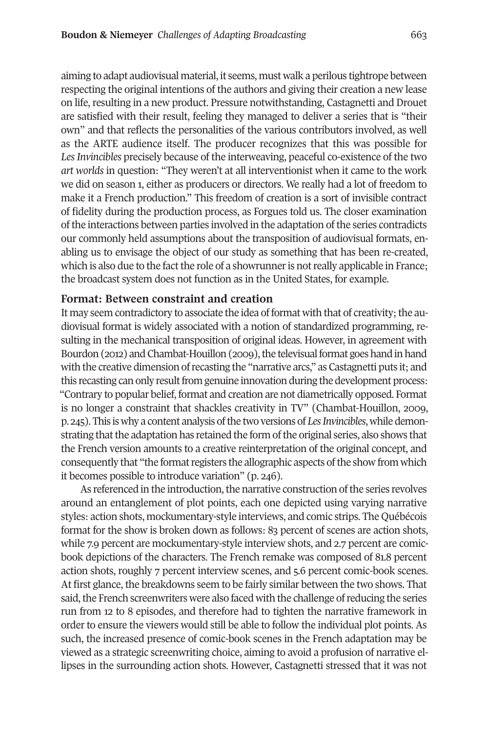aiming to adapt audiovisual material, it seems, must walk a perilous tightrope between respecting the original intentions of the authors and giving their creation a new lease on life, resulting in a new product. Pressure notwithstanding, Castagnetti and Drouet are satisfied with their result, feeling they managed to deliver a series that is "their own" and that reflects the personalities of the various contributors involved, as well as the ARTE audience itself. The producer recognizes that this was possible for *Les Invincibles* precisely because of the interweaving, peaceful co-existence of the two *art worlds* in question: "They weren't at all interventionist when it came to the work we did on season 1, either as producers or directors. We really had a lot of freedom to make it a French production." This freedom of creation is a sort of invisible contract of fidelity during the production process, as Forgues told us. The closer examination of the interactions between parties involved in the adaptation of the series contradicts our commonly held assumptions about the transposition of audiovisual formats, enabling us to envisage the object of our study as something that has been re-created, which is also due to the fact the role of a showrunner is not really applicable in France; the broadcast system does not function as in the United States, for example.

## Format: Between constraint and creation

It may seem contradictory to associate the idea of format with that of creativity; the audiovisual format is widely associated with a notion of standardized programming, resulting in the mechanical transposition of original ideas. However, in agreement with Bourdon (2012) and Chambat-Houillon (2009), the televisual format goes hand in hand with the creative dimension of recasting the "narrative arcs," as Castagnetti puts it; and this recasting can only result from genuine innovation during the development process: "Contrary to popular belief, format and creation are not diametrically opposed. Format is no longer a constraint that shackles creativity in TV" (Chambat-Houillon, 2009, p. 245). This is why a content analysis of the two versions of *Les Invincibles*, while demonstrating that the adaptation has retained the form of the original series, also shows that the French version amounts to a creative reinterpretation of the original concept, and consequently that "the format registers the allographic aspects of the show from which it becomes possible to introduce variation" (p. 246).

As referenced in the introduction, the narrative construction of the series revolves around an entanglement of plot points, each one depicted using varying narrative styles: action shots, mockumentary-style interviews, and comic strips. The Québécois format for the show is broken down as follows: 83 percent of scenes are action shots, while 7.9 percent are mockumentary-style interview shots, and 2.7 percent are comic-book depictions of the characters. The French remake was composed of 81.8 percent action shots, roughly 7 percent interview scenes, and 5.6 percent comic-book scenes. At first glance, the breakdowns seem to be fairly similar between the two shows. That said, the French screenwriters were also faced with the challenge of reducing the series run from 12 to 8 episodes, and therefore had to tighten the narrative framework in order to ensure the viewers would still be able to follow the individual plot points. As such, the increased presence of comic-book scenes in the French adaptation may be viewed as a strategic screenwriting choice, aiming to avoid a profusion of narrative ellipses in the surrounding action shots. However, Castagnetti stressed that it was not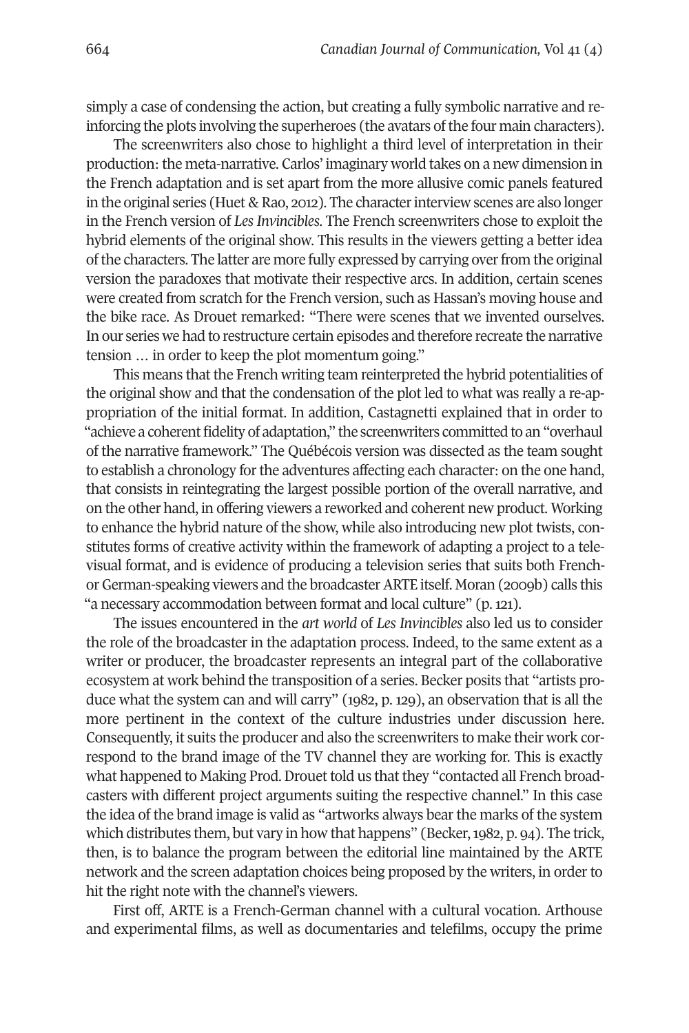simply a case of condensing the action, but creating a fully symbolic narrative and reinforcing the plots involving the superheroes (the avatars of the four main characters).

The screenwriters also chose to highlight a third level of interpretation in their production: the meta-narrative. Carlos' imaginary world takes on a new dimension in the French adaptation and is set apart from the more allusive comic panels featured in the original series (Huet & Rao, 2012). The character interview scenes are also longer in the French version of *Les Invincibles*. The French screenwriters chose to exploit the hybrid elements of the original show. This results in the viewers getting a better idea of the characters. The latter are more fully expressed by carrying over from the original version the paradoxes that motivate their respective arcs. In addition, certain scenes were created from scratch for the French version, such as Hassan's moving house and the bike race. As Drouet remarked: "There were scenes that we invented ourselves. In our series we had to restructure certain episodes and therefore recreate the narrative tension … in order to keep the plot momentum going."

This means that the French writing team reinterpreted the hybrid potentialities of the original show and that the condensation of the plot led to what was really a re-appropriation of the initial format. In addition, Castagnetti explained that in order to "achieve a coherent fidelity of adaptation," the screenwriters committed to an "overhaul of the narrative framework." The Québécois version was dissected as the team sought to establish a chronology for the adventures affecting each character: on the one hand, that consists in reintegrating the largest possible portion of the overall narrative, and on the other hand, in offering viewers a reworked and coherent new product. Working to enhance the hybrid nature of the show, while also introducing new plot twists, constitutes forms of creative activity within the framework of adapting a project to a televisual format, and is evidence of producing a television series that suits both French- or German-speaking viewers and the broadcaster ARTE itself. Moran (2009b) calls this "a necessary accommodation between format and local culture" (p. 121).

The issues encountered in the *art world* of *Les Invincibles* also led us to consider the role of the broadcaster in the adaptation process. Indeed, to the same extent as a writer or producer, the broadcaster represents an integral part of the collaborative ecosystem at work behind the transposition of a series. Becker posits that "artists produce what the system can and will carry" (1982, p. 129), an observation that is all the more pertinent in the context of the culture industries under discussion here. Consequently, it suits the producer and also the screenwriters to make their work correspond to the brand image of the TV channel they are working for. This is exactly what happened to Making Prod. Drouet told us that they "contacted all French broadcasters with different project arguments suiting the respective channel." In this case the idea of the brand image is valid as "artworks always bear the marks of the system which distributes them, but vary in how that happens" (Becker, 1982, p. 94). The trick, then, is to balance the program between the editorial line maintained by the ARTE network and the screen adaptation choices being proposed by the writers, in order to hit the right note with the channel's viewers.

First off, ARTE is a French-German channel with a cultural vocation. Arthouse and experimental films, as well as documentaries and telefilms, occupy the prime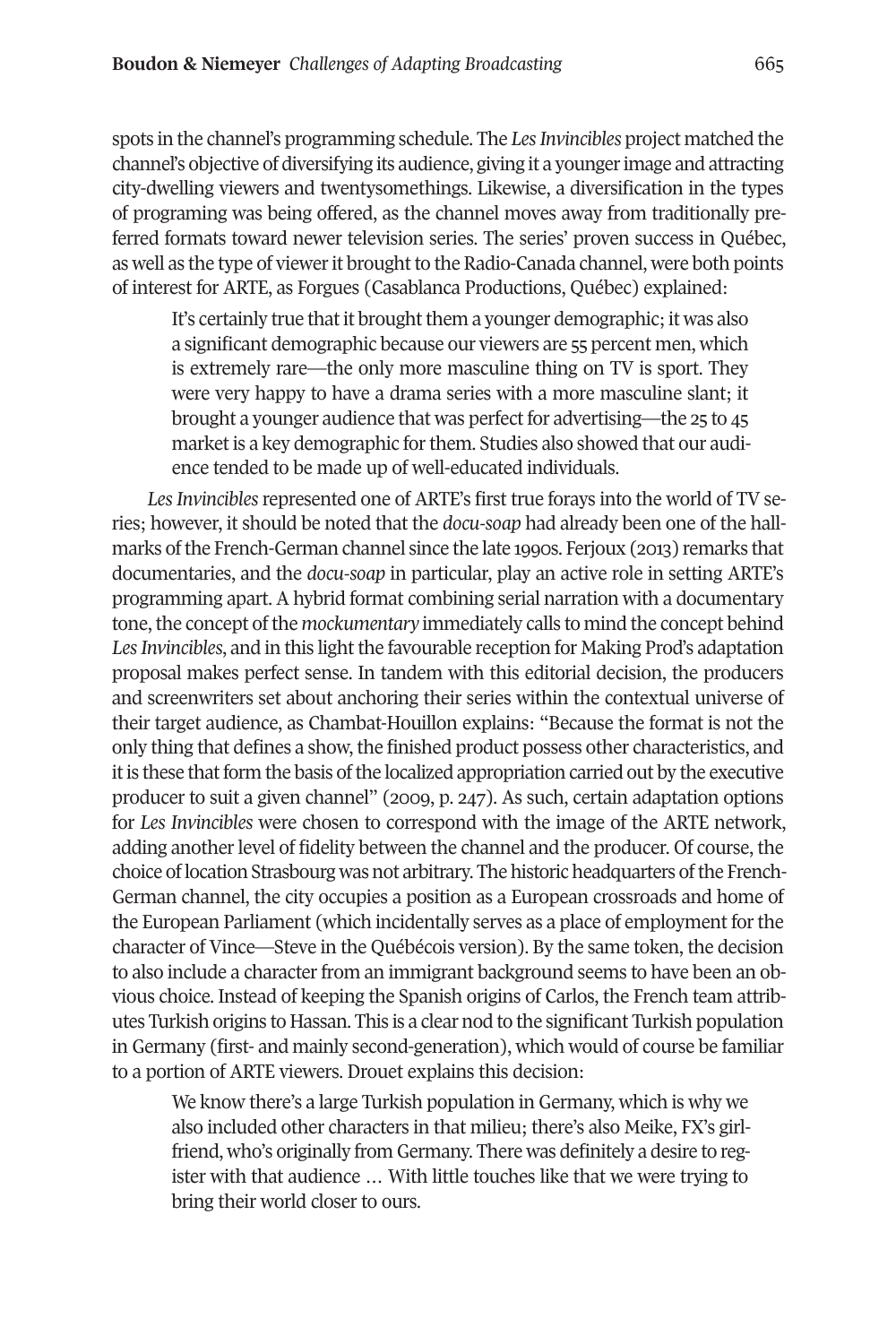spots in the channel's programming schedule. The *Les Invincibles* project matched the channel's objective of diversifying its audience, giving it a younger image and attracting city-dwelling viewers and twentysomethings. Likewise, a diversification in the types of programing was being offered, as the channel moves away from traditionally preferred formats toward newer television series. The series' proven success in Québec, as well as the type of viewer it brought to the Radio-Canada channel, were both points of interest for ARTE, as Forgues (Casablanca Productions, Québec) explained:

> It's certainly true that it brought them a younger demographic; it was also a significant demographic because our viewers are 55 percent men, which is extremely rare—the only more masculine thing on TV is sport. They were very happy to have a drama series with a more masculine slant; it brought a younger audience that was perfect for advertising—the 25 to 45 market is a key demographic for them. Studies also showed that our audience tended to be made up of well-educated individuals.

*Les Invincibles* represented one of ARTE's first true forays into the world of TV series; however, it should be noted that the *docu-soap* had already been one of the hallmarks of the French-German channel since the late 1990s. Ferjoux (2013) remarks that documentaries, and the *docu-soap* in particular, play an active role in setting ARTE's programming apart. A hybrid format combining serial narration with a documentary tone, the concept of the *mockumentary* immediately calls to mind the concept behind *Les Invincibles*, and in this light the favourable reception for Making Prod's adaptation proposal makes perfect sense. In tandem with this editorial decision, the producers and screenwriters set about anchoring their series within the contextual universe of their target audience, as Chambat-Houillon explains: "Because the format is not the only thing that defines a show, the finished product possess other characteristics, and it is these that form the basis of the localized appropriation carried out by the executive producer to suit a given channel" (2009, p. 247). As such, certain adaptation options for *Les Invincibles* were chosen to correspond with the image of the ARTE network, adding another level of fidelity between the channel and the producer. Of course, the choice of location Strasbourg was not arbitrary. The historic headquarters of the French-German channel, the city occupies a position as a European crossroads and home of the European Parliament (which incidentally serves as a place of employment for the character of Vince—Steve in the Québécois version). By the same token, the decision to also include a character from an immigrant background seems to have been an obvious choice. Instead of keeping the Spanish origins of Carlos, the French team attributes Turkish origins to Hassan. This is a clear nod to the significant Turkish population in Germany (first- and mainly second-generation), which would of course be familiar to a portion of ARTE viewers. Drouet explains this decision:

> We know there's a large Turkish population in Germany, which is why we also included other characters in that milieu; there's also Meike, FX's girlfriend, who's originally from Germany. There was definitely a desire to register with that audience … With little touches like that we were trying to bring their world closer to ours.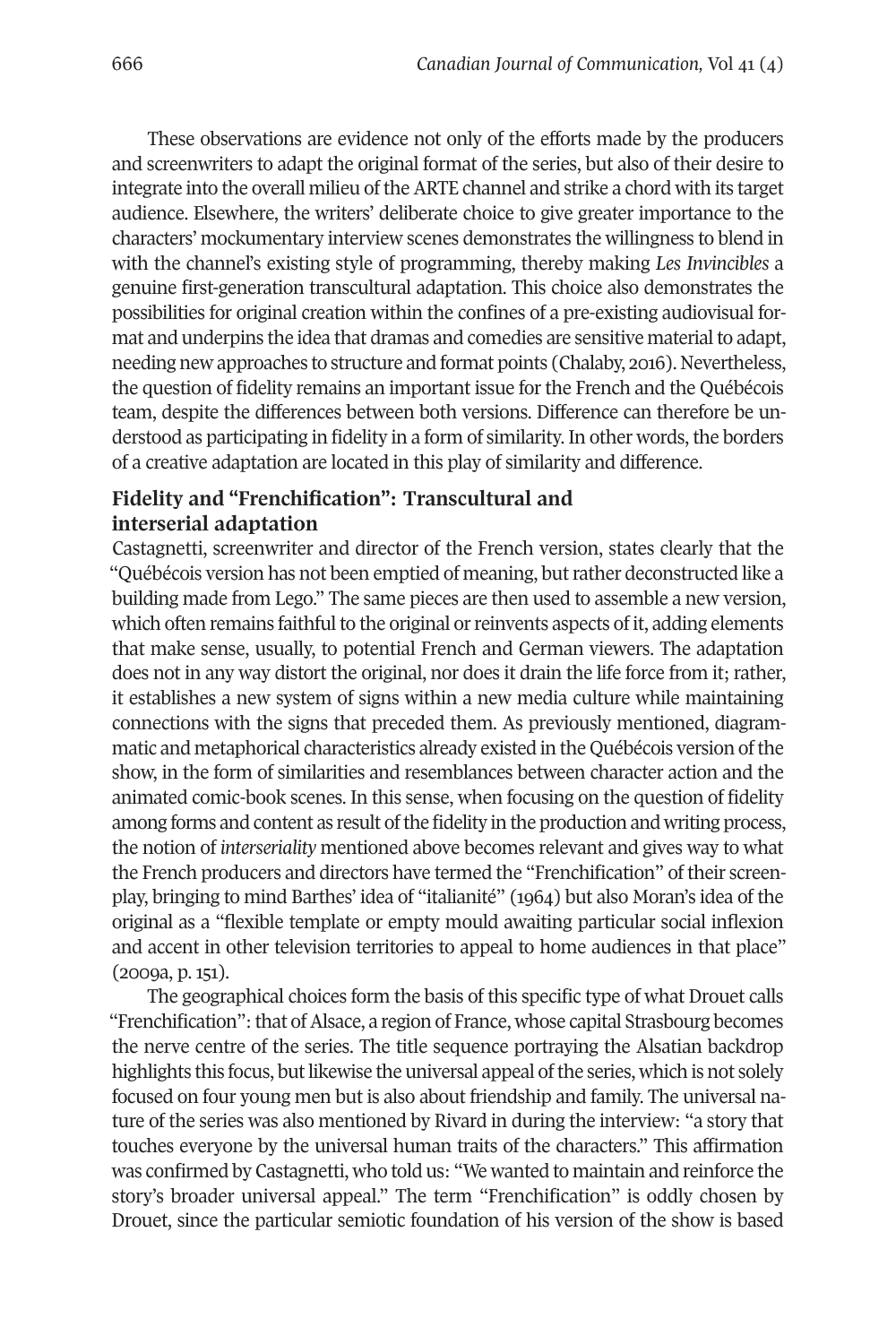These observations are evidence not only of the efforts made by the producers and screenwriters to adapt the original format of the series, but also of their desire to integrate into the overall milieu of the ARTE channel and strike a chord with its target audience. Elsewhere, the writers' deliberate choice to give greater importance to the characters' mockumentary interview scenes demonstrates the willingness to blend in with the channel's existing style of programming, thereby making *Les Invincibles* a genuine first-generation transcultural adaptation. This choice also demonstrates the possibilities for original creation within the confines of a pre-existing audiovisual format and underpins the idea that dramas and comedies are sensitive material to adapt, needing new approaches to structure and format points (Chalaby, 2016). Nevertheless, the question of fidelity remains an important issue for the French and the Québécois team, despite the differences between both versions. Difference can therefore be understood as participating in fidelity in a form of similarity. In other words, the borders of a creative adaptation are located in this play of similarity and difference.

## Fidelity and "Frenchification": Transcultural and interserial adaptation

Castagnetti, screenwriter and director of the French version, states clearly that the "Québécois version has not been emptied of meaning, but rather deconstructed like a building made from Lego." The same pieces are then used to assemble a new version, which often remains faithful to the original or reinvents aspects of it, adding elements that make sense, usually, to potential French and German viewers. The adaptation does not in any way distort the original, nor does it drain the life force from it; rather, it establishes a new system of signs within a new media culture while maintaining connections with the signs that preceded them. As previously mentioned, diagrammatic and metaphorical characteristics already existed in the Québécois version of the show, in the form of similarities and resemblances between character action and the animated comic-book scenes. In this sense, when focusing on the question of fidelity among forms and content as result of the fidelity in the production and writing process, the notion of *interseriality* mentioned above becomes relevant and gives way to what the French producers and directors have termed the "Frenchification" of their screenplay, bringing to mind Barthes' idea of "italianité" (1964) but also Moran's idea of the original as a "flexible template or empty mould awaiting particular social inflexion and accent in other television territories to appeal to home audiences in that place" (2009a, p. 151).

The geographical choices form the basis of this specific type of what Drouet calls "Frenchification": that of Alsace, a region of France, whose capital Strasbourg becomes the nerve centre of the series. The title sequence portraying the Alsatian backdrop highlights this focus, but likewise the universal appeal of the series, which is not solely focused on four young men but is also about friendship and family. The universal nature of the series was also mentioned by Rivard in during the interview: "a story that touches everyone by the universal human traits of the characters." This affirmation was confirmed by Castagnetti, who told us: "We wanted to maintain and reinforce the story's broader universal appeal." The term "Frenchification" is oddly chosen by Drouet, since the particular semiotic foundation of his version of the show is based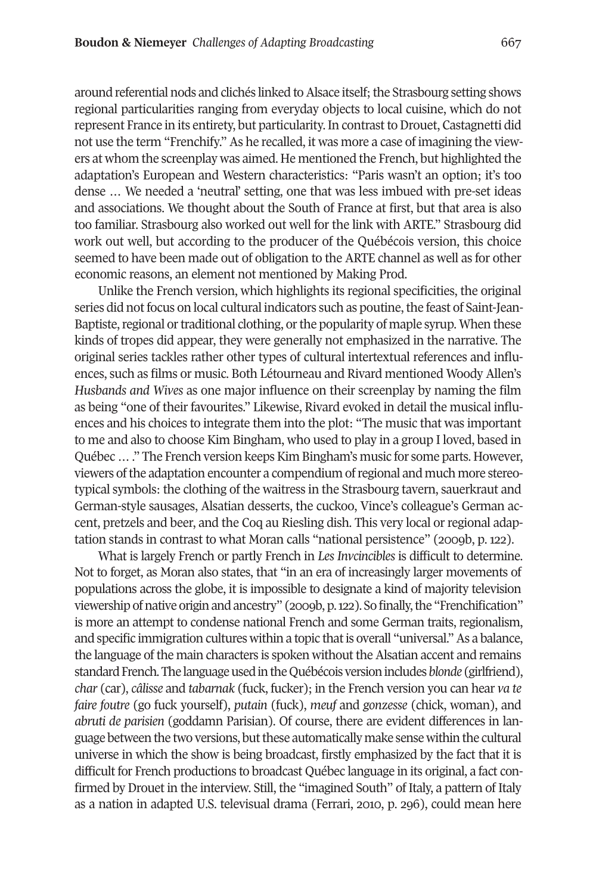around referential nods and clichés linked to Alsace itself; the Strasbourg setting shows regional particularities ranging from everyday objects to local cuisine, which do not represent France in its entirety, but particularity. In contrast to Drouet, Castagnetti did not use the term "Frenchify." As he recalled, it was more a case of imagining the viewers at whom the screenplay was aimed. He mentioned the French, but highlighted the adaptation's European and Western characteristics: "Paris wasn't an option; it's too dense … We needed a 'neutral' setting, one that was less imbued with pre-set ideas and associations. We thought about the South of France at first, but that area is also too familiar. Strasbourg also worked out well for the link with ARTE." Strasbourg did work out well, but according to the producer of the Québécois version, this choice seemed to have been made out of obligation to the ARTE channel as well as for other economic reasons, an element not mentioned by Making Prod.

Unlike the French version, which highlights its regional specificities, the original series did not focus on local cultural indicators such as poutine, the feast of Saint-Jean-Baptiste, regional or traditional clothing, or the popularity of maple syrup. When these kinds of tropes did appear, they were generally not emphasized in the narrative. The original series tackles rather other types of cultural intertextual references and influences, such as films or music. Both Létourneau and Rivard mentioned Woody Allen's *Husbands and Wives* as one major influence on their screenplay by naming the film as being "one of their favourites." Likewise, Rivard evoked in detail the musical influences and his choices to integrate them into the plot: "The music that was important to me and also to choose Kim Bingham, who used to play in a group I loved, based in Québec … ." The French version keeps Kim Bingham's music for some parts. However, viewers of the adaptation encounter a compendium of regional and much more stereotypical symbols: the clothing of the waitress in the Strasbourg tavern, sauerkraut and German-style sausages, Alsatian desserts, the cuckoo, Vince's colleague's German accent, pretzels and beer, and the Coq au Riesling dish. This very local or regional adaptation stands in contrast to what Moran calls "national persistence" (2009b, p. 122).

What is largely French or partly French in *Les Invcincibles* is difficult to determine. Not to forget, as Moran also states, that "in an era of increasingly larger movements of populations across the globe, it is impossible to designate a kind of majority television viewership of native origin and ancestry" (2009b, p. 122). So finally, the "Frenchification" is more an attempt to condense national French and some German traits, regionalism, and specific immigration cultures within a topic that is overall "universal." As a balance, the language of the main characters is spoken without the Alsatian accent and remains standard French. The language used in the Québécois version includes *blonde* (girlfriend), *char* (car), *câlisse* and *tabarnak* (fuck, fucker); in the French version you can hear *va te faire foutre* (go fuck yourself), *putain* (fuck), *meuf* and *gonzesse* (chick, woman), and *abruti de parisien* (goddamn Parisian). Of course, there are evident differences in language between the two versions, but these automatically make sense within the cultural universe in which the show is being broadcast, firstly emphasized by the fact that it is difficult for French productions to broadcast Québec language in its original, a fact confirmed by Drouet in the interview. Still, the "imagined South" of Italy, a pattern of Italy as a nation in adapted U.S. televisual drama (Ferrari, 2010, p. 296), could mean here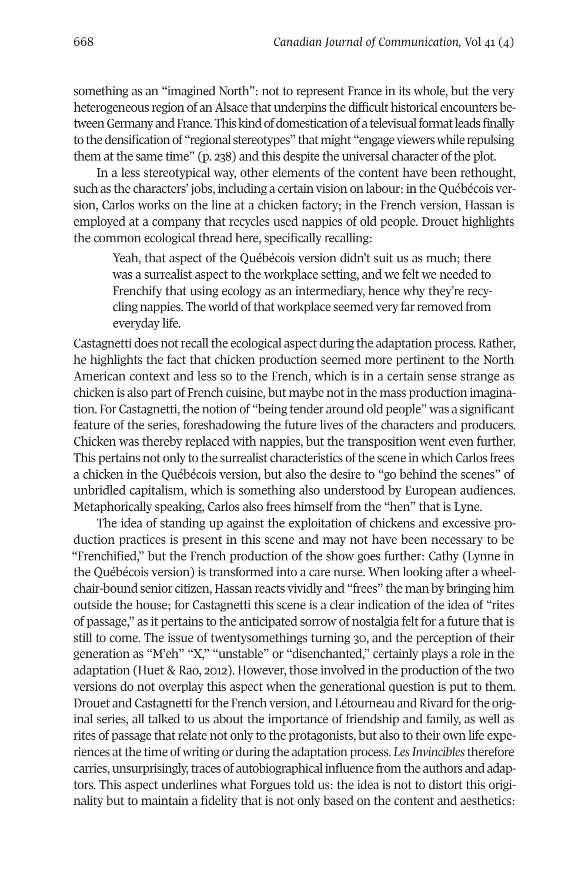something as an "imagined North": not to represent France in its whole, but the very heterogeneous region of an Alsace that underpins the difficult historical encounters between Germany and France. This kind of domestication of a televisual format leads finally to the densification of "regional stereotypes" that might "engage viewers while repulsing them at the same time" (p. 238) and this despite the universal character of the plot.

In a less stereotypical way, other elements of the content have been rethought, such as the characters' jobs, including a certain vision on labour: in the Québécois version, Carlos works on the line at a chicken factory; in the French version, Hassan is employed at a company that recycles used nappies of old people. Drouet highlights the common ecological thread here, specifically recalling:

> Yeah, that aspect of the Québécois version didn't suit us as much; there was a surrealist aspect to the workplace setting, and we felt we needed to Frenchify that using ecology as an intermediary, hence why they're recycling nappies. The world of that workplace seemed very far removed from everyday life.

Castagnetti does not recall the ecological aspect during the adaptation process. Rather, he highlights the fact that chicken production seemed more pertinent to the North American context and less so to the French, which is in a certain sense strange as chicken is also part of French cuisine, but maybe not in the mass production imagination. For Castagnetti, the notion of "being tender around old people" was a significant feature of the series, foreshadowing the future lives of the characters and producers. Chicken was thereby replaced with nappies, but the transposition went even further. This pertains not only to the surrealist characteristics of the scene in which Carlos frees a chicken in the Québécois version, but also the desire to "go behind the scenes" of unbridled capitalism, which is something also understood by European audiences. Metaphorically speaking, Carlos also frees himself from the "hen" that is Lyne.

The idea of standing up against the exploitation of chickens and excessive production practices is present in this scene and may not have been necessary to be "Frenchified," but the French production of the show goes further: Cathy (Lynne in the Québécois version) is transformed into a care nurse. When looking after a wheelchair-bound senior citizen, Hassan reacts vividly and "frees" the man by bringing him outside the house; for Castagnetti this scene is a clear indication of the idea of "rites of passage," as it pertains to the anticipated sorrow of nostalgia felt for a future that is still to come. The issue of twentysomethings turning 30, and the perception of their generation as "M'eh" "X," "unstable" or "disenchanted," certainly plays a role in the adaptation (Huet & Rao, 2012). However, those involved in the production of the two versions do not overplay this aspect when the generational question is put to them. Drouet and Castagnetti for the French version, and Létourneau and Rivard for the original series, all talked to us about the importance of friendship and family, as well as rites of passage that relate not only to the protagonists, but also to their own life experiences at the time of writing or during the adaptation process. *Les Invincibles* therefore carries, unsurprisingly, traces of autobiographical influence from the authors and adaptors. This aspect underlines what Forgues told us: the idea is not to distort this originality but to maintain a fidelity that is not only based on the content and aesthetics: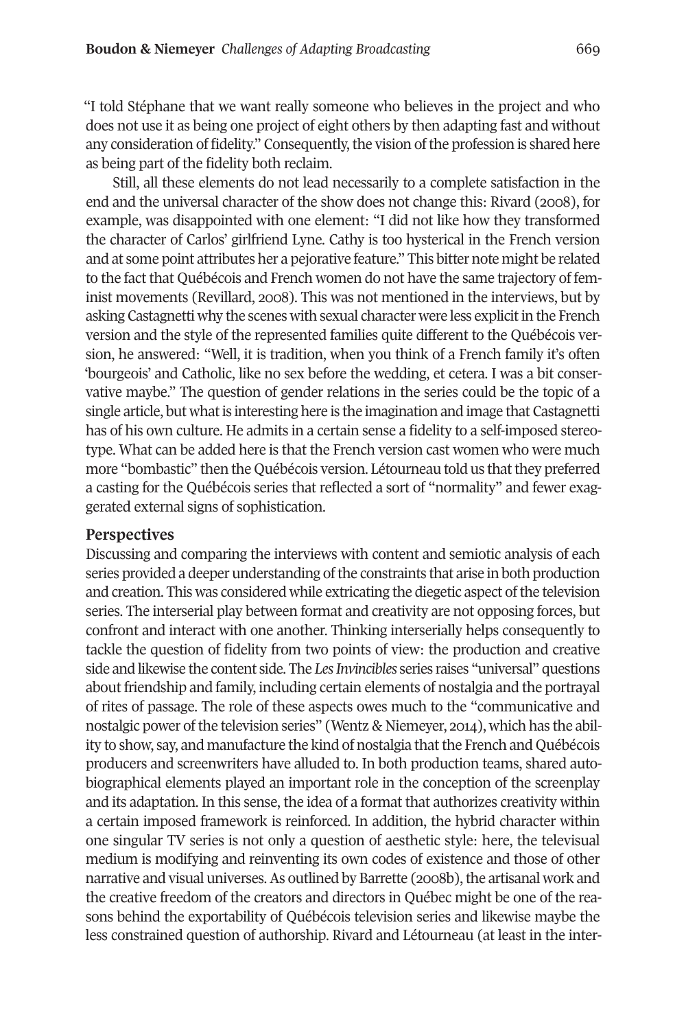"I told Stéphane that we want really someone who believes in the project and who does not use it as being one project of eight others by then adapting fast and without any consideration of fidelity." Consequently, the vision of the profession is shared here as being part of the fidelity both reclaim.

Still, all these elements do not lead necessarily to a complete satisfaction in the end and the universal character of the show does not change this: Rivard (2008), for example, was disappointed with one element: "I did not like how they transformed the character of Carlos' girlfriend Lyne. Cathy is too hysterical in the French version and at some point attributes her a pejorative feature." This bitter note might be related to the fact that Québécois and French women do not have the same trajectory of feminist movements (Revillard, 2008). This was not mentioned in the interviews, but by asking Castagnetti why the scenes with sexual character were less explicit in the French version and the style of the represented families quite different to the Québécois version, he answered: "Well, it is tradition, when you think of a French family it's often 'bourgeois' and Catholic, like no sex before the wedding, et cetera. I was a bit conservative maybe." The question of gender relations in the series could be the topic of a single article, but what is interesting here is the imagination and image that Castagnetti has of his own culture. He admits in a certain sense a fidelity to a self-imposed stereotype. What can be added here is that the French version cast women who were much more "bombastic" then the Québécois version. Létourneau told us that they preferred a casting for the Québécois series that reflected a sort of "normality" and fewer exaggerated external signs of sophistication.

## Perspectives

Discussing and comparing the interviews with content and semiotic analysis of each series provided a deeper understanding of the constraints that arise in both production and creation. This was considered while extricating the diegetic aspect of the television series. The interserial play between format and creativity are not opposing forces, but confront and interact with one another. Thinking interserially helps consequently to tackle the question of fidelity from two points of view: the production and creative side and likewise the content side. The *Les Invincibles* series raises "universal" questions about friendship and family, including certain elements of nostalgia and the portrayal of rites of passage. The role of these aspects owes much to the "communicative and nostalgic power of the television series" (Wentz & Niemeyer, 2014), which has the ability to show, say, and manufacture the kind of nostalgia that the French and Québécois producers and screenwriters have alluded to. In both production teams, shared autobiographical elements played an important role in the conception of the screenplay and its adaptation. In this sense, the idea of a format that authorizes creativity within a certain imposed framework is reinforced. In addition, the hybrid character within one singular TV series is not only a question of aesthetic style: here, the televisual medium is modifying and reinventing its own codes of existence and those of other narrative and visual universes. As outlined by Barrette (2008b), the artisanal work and the creative freedom of the creators and directors in Québec might be one of the reasons behind the exportability of Québécois television series and likewise maybe the less constrained question of authorship. Rivard and Létourneau (at least in the inter-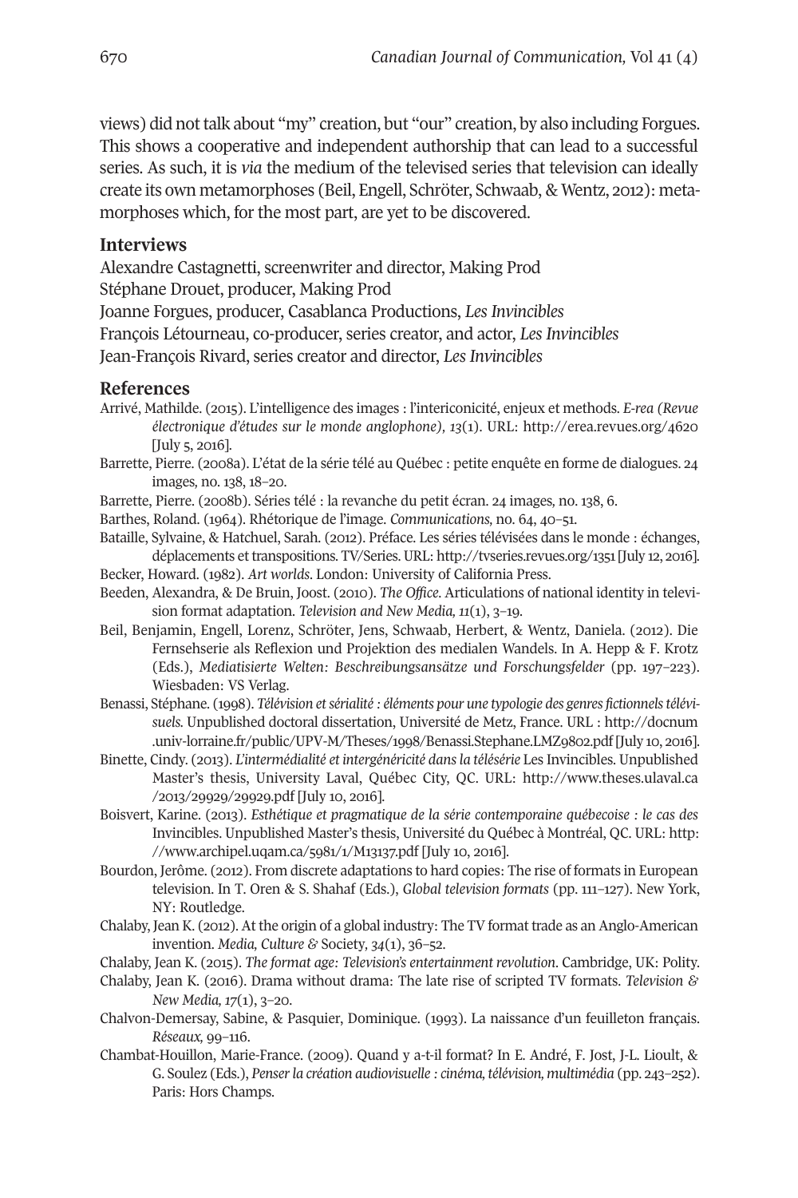views) did not talk about "my" creation, but "our" creation, by also including Forgues. This shows a cooperative and independent authorship that can lead to a successful series. As such, it is *via* the medium of the televised series that television can ideally create its own metamorphoses (Beil, Engell, Schröter, Schwaab, & Wentz, 2012): metamorphoses which, for the most part, are yet to be discovered.

## Interviews

Alexandre Castagnetti, screenwriter and director, Making Prod
Stéphane Drouet, producer, Making Prod
Joanne Forgues, producer, Casablanca Productions, *Les Invincibles*
François Létourneau, co-producer, series creator, and actor, *Les Invincibles*
Jean-François Rivard, series creator and director, *Les Invincibles*

## References

Arrivé, Mathilde. (2015). L'intelligence des images : l'intericonicité, enjeux et methods. *E-rea (Revue électronique d'études sur le monde anglophone), 13*(1). URL: http://erea.revues.org/4620 [July 5, 2016].

Barrette, Pierre. (2008a). L'état de la série télé au Québec : petite enquête en forme de dialogues. 24 images*,* no. 138, 18–20.

Barrette, Pierre. (2008b). Séries télé : la revanche du petit écran. 24 images*,* no. 138, 6.

Barthes, Roland. (1964). Rhétorique de l'image. *Communications,* no. 64, 40–51.

Bataille, Sylvaine, & Hatchuel, Sarah. (2012). Préface. Les séries télévisées dans le monde : échanges, déplacements et transpositions. TV/Series. URL: http://tvseries.revues.org/1351 [July 12, 2016].

Becker, Howard. (1982). *Art worlds*. London: University of California Press.

Beeden, Alexandra, & De Bruin, Joost. (2010). *The Office*. Articulations of national identity in television format adaptation. *Television and New Media, 11*(1), 3–19.

Beil, Benjamin, Engell, Lorenz, Schröter, Jens, Schwaab, Herbert, & Wentz, Daniela. (2012). Die Fernsehserie als Reflexion und Projektion des medialen Wandels. In A. Hepp & F. Krotz (Eds.), *Mediatisierte Welten: Beschreibungsansätze und Forschungsfelder* (pp. 197–223). Wiesbaden: VS Verlag.

Benassi, Stéphane. (1998). *Télévision et sérialité : éléments pour une typologie des genres fictionnels télévisuels.* Unpublished doctoral dissertation, Université de Metz, France. URL : http://docnum.univ-lorraine.fr/public/UPV-M/Theses/1998/Benassi.Stephane.LMZ9802.pdf [July 10, 2016].

Binette, Cindy. (2013). *L'intermédialité et intergénéricité dans la télésérie* Les Invincibles. Unpublished Master's thesis, University Laval, Québec City, QC. URL: http://www.theses.ulaval.ca/2013/29929/29929.pdf [July 10, 2016].

Boisvert, Karine. (2013). *Esthétique et pragmatique de la série contemporaine québecoise : le cas des* Invincibles. Unpublished Master's thesis, Université du Québec à Montréal, QC. URL: http://www.archipel.uqam.ca/5981/1/M13137.pdf [July 10, 2016].

Bourdon, Jerôme. (2012). From discrete adaptations to hard copies: The rise of formats in European television. In T. Oren & S. Shahaf (Eds.), *Global television formats* (pp. 111–127). New York, NY: Routledge.

Chalaby, Jean K. (2012). At the origin of a global industry: The TV format trade as an Anglo-American invention. *Media, Culture &* Society*, 34*(1), 36–52.

Chalaby, Jean K. (2015). *The format age: Television's entertainment revolution*. Cambridge, UK: Polity.

Chalaby, Jean K. (2016). Drama without drama: The late rise of scripted TV formats. *Television & New Media, 17*(1), 3–20.

Chalvon-Demersay, Sabine, & Pasquier, Dominique. (1993). La naissance d'un feuilleton français. *Réseaux,* 99–116.

Chambat-Houillon, Marie-France. (2009). Quand y a-t-il format? In E. André, F. Jost, J-L. Lioult, & G. Soulez (Eds.), *Penser la création audiovisuelle : cinéma, télévision, multimédia* (pp. 243–252). Paris: Hors Champs.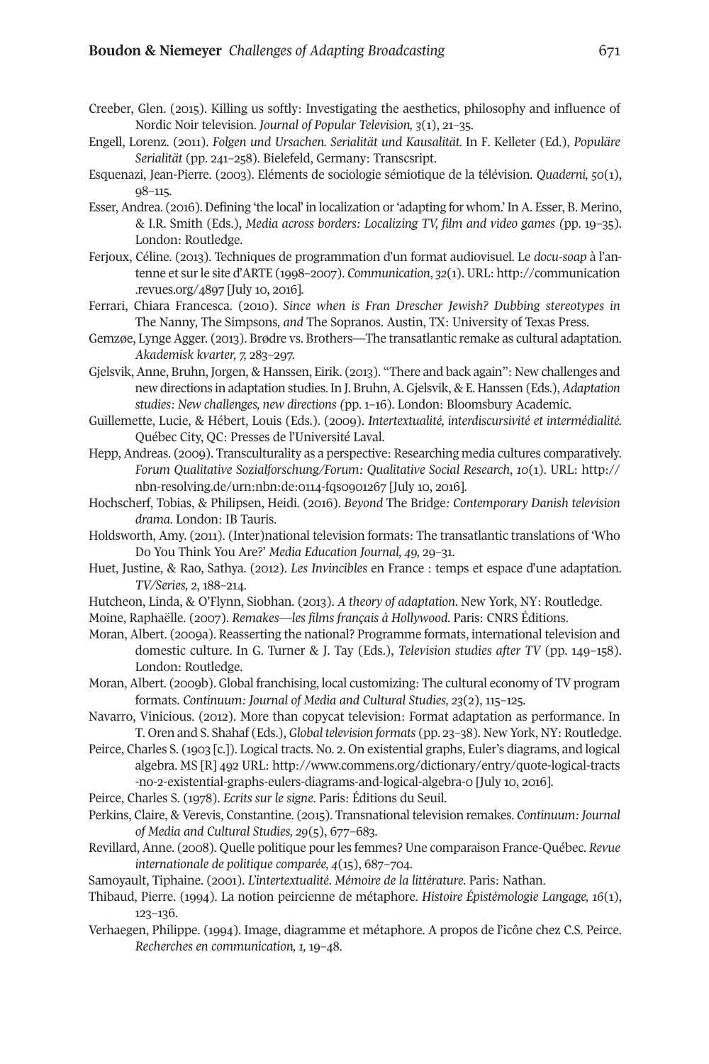Creeber, Glen. (2015). Killing us softly: Investigating the aesthetics, philosophy and influence of Nordic Noir television. *Journal of Popular Television, 3*(1), 21–35.

Engell, Lorenz. (2011). *Folgen und Ursachen. Serialität und Kausalität.* In F. Kelleter (Ed.), *Populäre Serialität* (pp. 241–258). Bielefeld, Germany: Transcsript.

Esquenazi, Jean-Pierre. (2003). Eléments de sociologie sémiotique de la télévision. *Quaderni, 50*(1), 98–115.

Esser, Andrea. (2016). Defining 'the local' in localization or 'adapting for whom.' In A. Esser, B. Merino, & I.R. Smith (Eds.), *Media across borders: Localizing TV, film and video games (*pp. 19–35). London: Routledge.

Ferjoux, Céline. (2013). Techniques de programmation d'un format audiovisuel. Le *docu-soap* à l'antenne et sur le site d'ARTE (1998–2007). *Communication*, *32*(1). URL: http://communication.revues.org/4897 [July 10, 2016].

Ferrari, Chiara Francesca. (2010). *Since when is Fran Drescher Jewish? Dubbing stereotypes in* The Nanny, The Simpsons, *and* The Sopranos. Austin, TX: University of Texas Press.

Gemzøe, Lynge Agger. (2013). Brødre vs. Brothers—The transatlantic remake as cultural adaptation. *Akademisk kvarter, 7,* 283–297.

Gjelsvik, Anne, Bruhn, Jorgen, & Hanssen, Eirik. (2013). "There and back again": New challenges and new directions in adaptation studies. In J. Bruhn, A. Gjelsvik, & E. Hanssen (Eds.), *Adaptation studies: New challenges, new directions (*pp. 1–16). London: Bloomsbury Academic.

Guillemette, Lucie, & Hébert, Louis (Eds.). (2009). *Intertextualité, interdiscursivité et intermédialité.* Québec City, QC: Presses de l'Université Laval.

Hepp, Andreas. (2009). Transculturality as a perspective: Researching media cultures comparatively. *Forum Qualitative Sozialforschung/Forum: Qualitative Social Research*, *10*(1). URL: http://nbn-resolving.de/urn:nbn:de:0114-fqs0901267 [July 10, 2016].

Hochscherf, Tobias, & Philipsen, Heidi. (2016). *Beyond* The Bridge*: Contemporary Danish television drama.* London: IB Tauris.

Holdsworth, Amy. (2011). (Inter)national television formats: The transatlantic translations of 'Who Do You Think You Are?' *Media Education Journal, 49,* 29–31.

Huet, Justine, & Rao, Sathya. (2012). *Les Invincibles* en France : temps et espace d'une adaptation. *TV/Series, 2*, 188–214.

Hutcheon, Linda, & O'Flynn, Siobhan. (2013). *A theory of adaptation*. New York, NY: Routledge.

Moine, Raphaëlle. (2007). *Remakes—les films français à Hollywood.* Paris: CNRS Éditions.

Moran, Albert. (2009a). Reasserting the national? Programme formats, international television and domestic culture. In G. Turner & J. Tay (Eds.), *Television studies after TV* (pp. 149–158). London: Routledge.

Moran, Albert. (2009b). Global franchising, local customizing: The cultural economy of TV program formats. *Continuum: Journal of Media and Cultural Studies, 23*(2), 115–125.

Navarro, Vinicious. (2012). More than copycat television: Format adaptation as performance. In T. Oren and S. Shahaf (Eds.), *Global television formats* (pp. 23–38). New York, NY: Routledge.

Peirce, Charles S. (1903 [c.]). Logical tracts. No. 2. On existential graphs, Euler's diagrams, and logical algebra. MS [R] 492 URL: http://www.commens.org/dictionary/entry/quote-logical-tracts-no-2-existential-graphs-eulers-diagrams-and-logical-algebra-0 [July 10, 2016].

Peirce, Charles S. (1978). *Ecrits sur le signe*. Paris: Éditions du Seuil.

Perkins, Claire, & Verevis, Constantine. (2015). Transnational television remakes. *Continuum: Journal of Media and Cultural Studies, 29*(5), 677–683.

Revillard, Anne. (2008). Quelle politique pour les femmes? Une comparaison France-Québec. *Revue internationale de politique comparée, 4*(15), 687–704.

Samoyault, Tiphaine. (2001). *L'intertextualité. Mémoire de la littérature.* Paris: Nathan.

Thibaud, Pierre. (1994). La notion peircienne de métaphore. *Histoire Épistémologie Langage, 16*(1), 123–136.

Verhaegen, Philippe. (1994). Image, diagramme et métaphore. A propos de l'icône chez C.S. Peirce. *Recherches en communication, 1,* 19–48.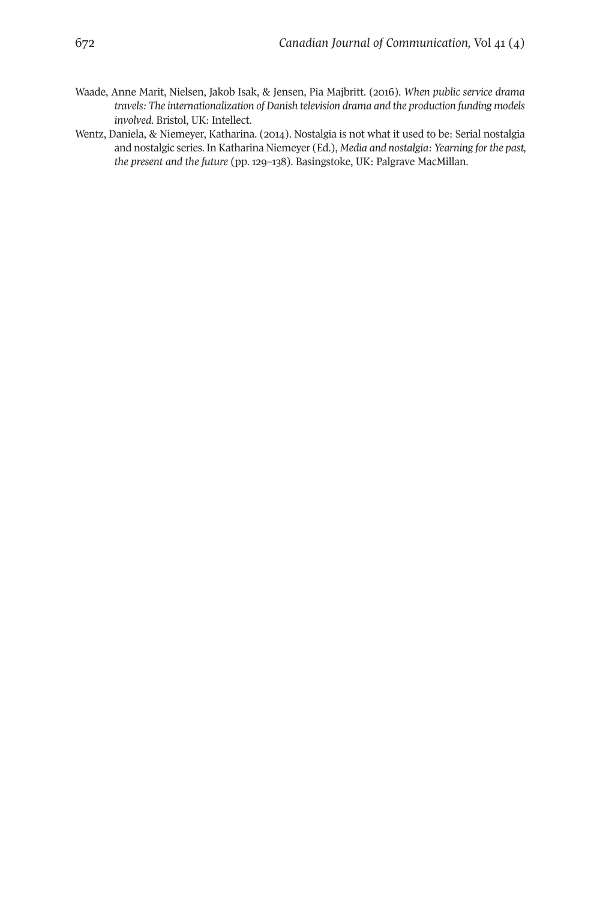Waade, Anne Marit, Nielsen, Jakob Isak, & Jensen, Pia Majbritt. (2016). *When public service drama travels: The internationalization of Danish television drama and the production funding models involved*. Bristol, UK: Intellect.

Wentz, Daniela, & Niemeyer, Katharina. (2014). Nostalgia is not what it used to be: Serial nostalgia and nostalgic series. In Katharina Niemeyer (Ed.), *Media and nostalgia: Yearning for the past, the present and the future* (pp. 129–138). Basingstoke, UK: Palgrave MacMillan.